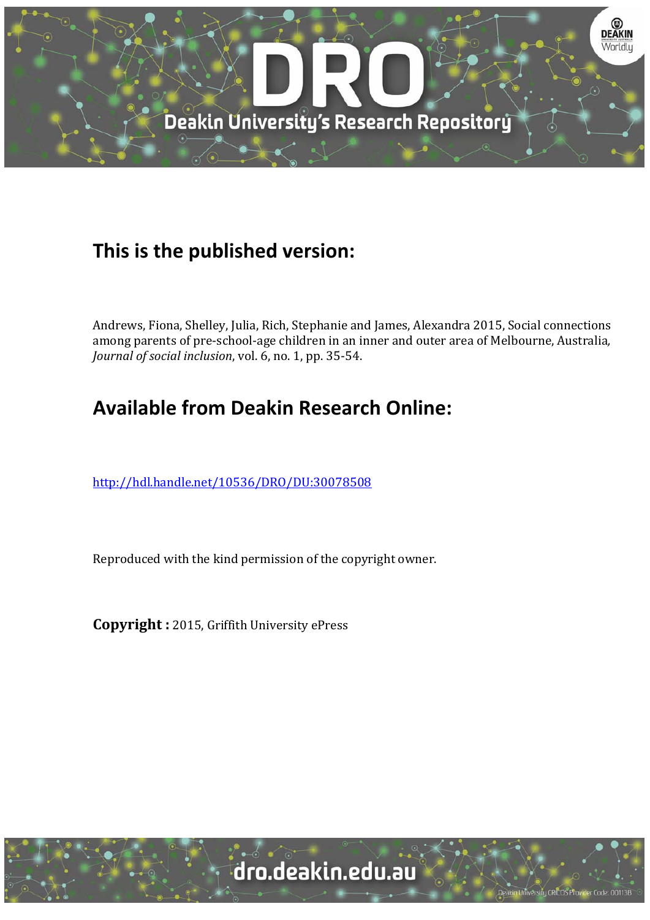## This is the published version:

Andrews, Fiona, Shelley, Julia, Rich, Stephanie and James, Alexandra 2015, Social connections among parents of pre-school-age children in an inner and outer area of Melbourne, Australia, *Journal of social inclusion*, vol. 6, no. 1, pp. 35-54.

## Available from Deakin Research Online:

http://hdl.handle.net/10536/DRO/DU:30078508

Reproduced with the kind permission of the copyright owner.

**Copyright :** 2015, Griffith University ePress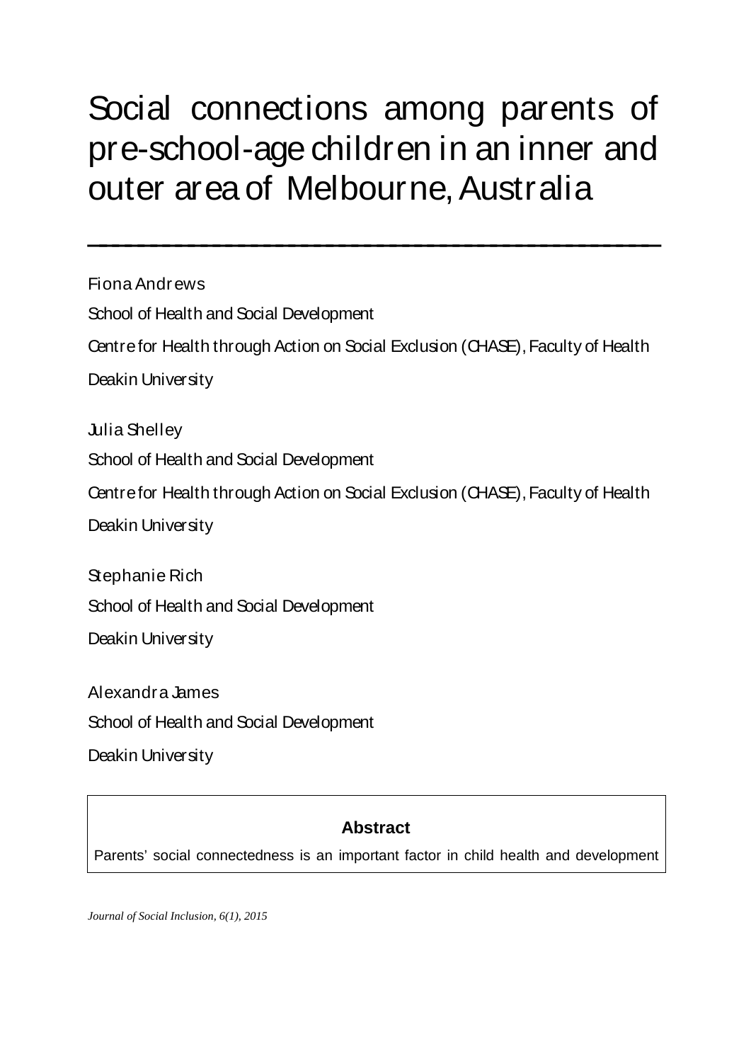# Social connections among parents of pre-school-age children in an inner and outer area of Melbourne, Australia

Fiona Andrews

School of Health and Social Development

Centre for Health through Action on Social Exclusion (CHASE), Faculty of Health

Deakin University

Julia Shelley

School of Health and Social Development

Centre for Health through Action on Social Exclusion (CHASE), Faculty of Health

Deakin University

Stephanie Rich

School of Health and Social Development

Deakin University

Alexandra James

School of Health and Social Development

Deakin University

**Abstract**

Parents' social connectedness is an important factor in child health and development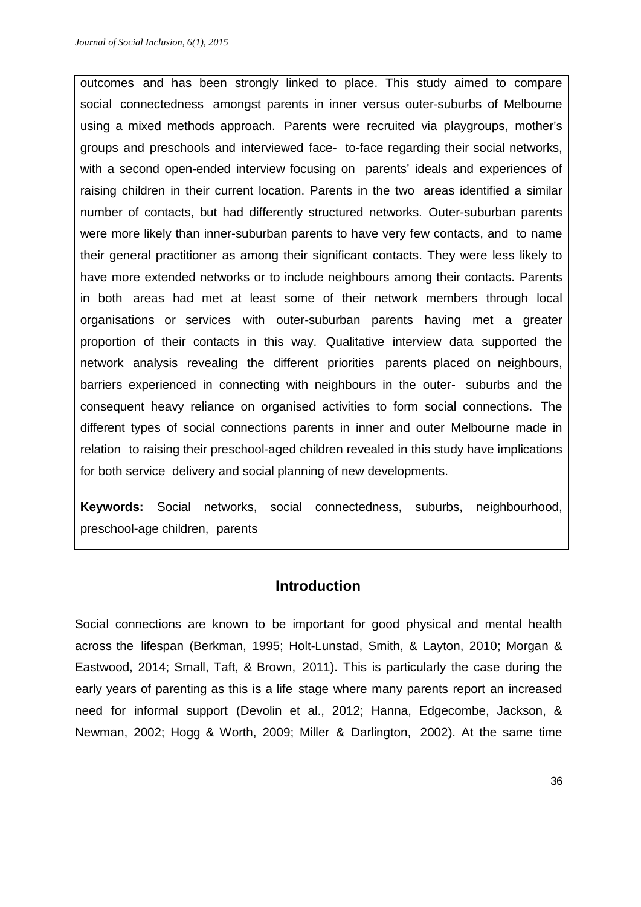outcomes and has been strongly linked to place. This study aimed to compare social connectedness amongst parents in inner versus outer-suburbs of Melbourne using a mixed methods approach. Parents were recruited via playgroups, mother's groups and preschools and interviewed face- to-face regarding their social networks, with a second open-ended interview focusing on parents' ideals and experiences of raising children in their current location. Parents in the two areas identified a similar number of contacts, but had differently structured networks. Outer-suburban parents were more likely than inner-suburban parents to have very few contacts, and to name their general practitioner as among their significant contacts. They were less likely to have more extended networks or to include neighbours among their contacts. Parents in both areas had met at least some of their network members through local organisations or services with outer-suburban parents having met a greater proportion of their contacts in this way. Qualitative interview data supported the network analysis revealing the different priorities parents placed on neighbours, barriers experienced in connecting with neighbours in the outer- suburbs and the consequent heavy reliance on organised activities to form social connections. The different types of social connections parents in inner and outer Melbourne made in relation to raising their preschool-aged children revealed in this study have implications for both service delivery and social planning of new developments.

**Keywords:** Social networks, social connectedness, suburbs, neighbourhood, preschool-age children, parents

## Introduction

Social connections are known to be important for good physical and mental health across the lifespan (Berkman, 1995; Holt-Lunstad, Smith, & Layton, 2010; Morgan & Eastwood, 2014; Small, Taft, & Brown, 2011). This is particularly the case during the early years of parenting as this is a life stage where many parents report an increased need for informal support (Devolin et al., 2012; Hanna, Edgecombe, Jackson, & Newman, 2002; Hogg & Worth, 2009; Miller & Darlington, 2002). At the same time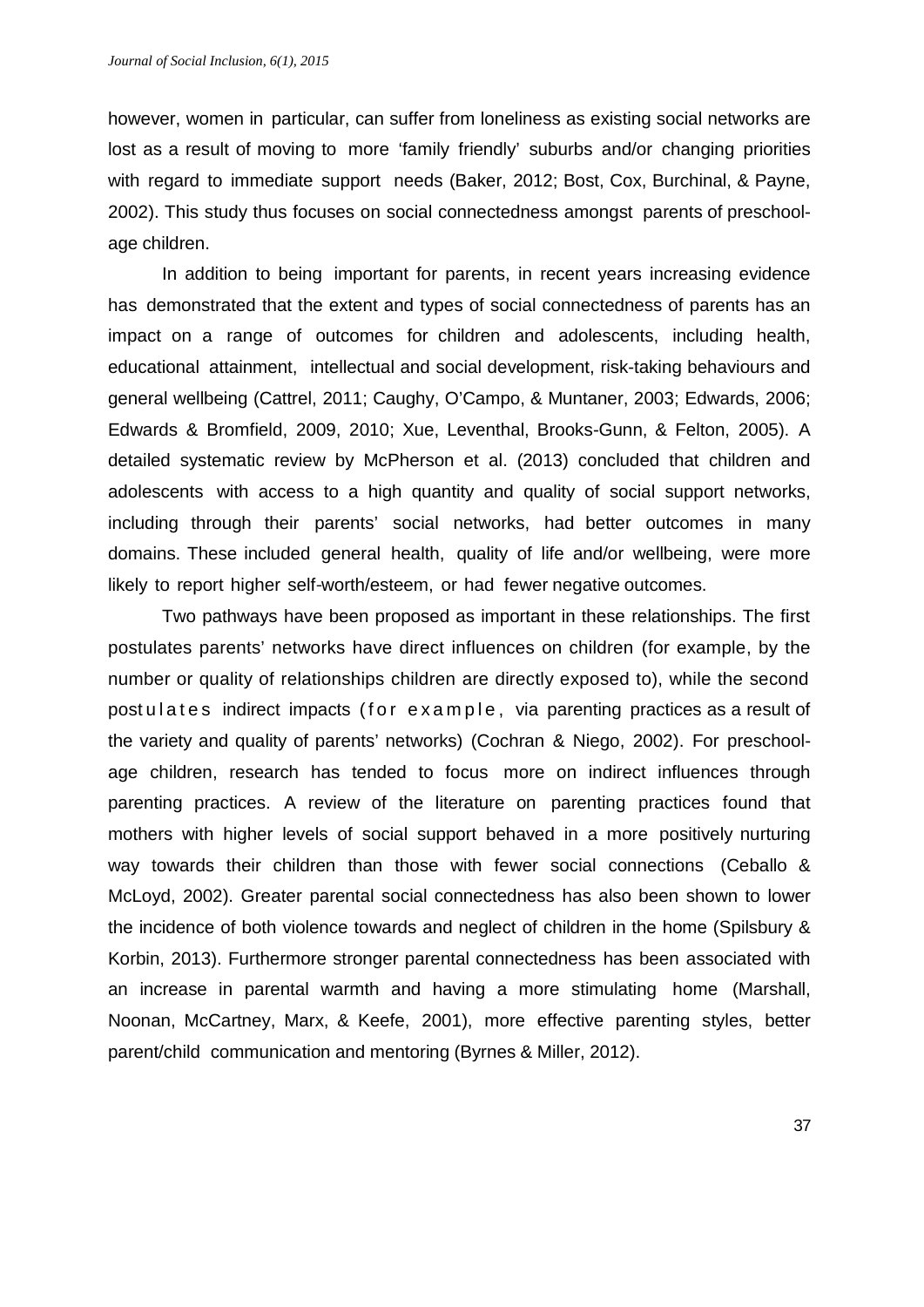however, women in particular, can suffer from loneliness as existing social networks are lost as a result of moving to more 'family friendly' suburbs and/or changing priorities with regard to immediate support needs (Baker, 2012; Bost, Cox, Burchinal, & Payne, 2002). This study thus focuses on social connectedness amongst parents of preschool-age children.

In addition to being important for parents, in recent years increasing evidence has demonstrated that the extent and types of social connectedness of parents has an impact on a range of outcomes for children and adolescents, including health, educational attainment, intellectual and social development, risk-taking behaviours and general wellbeing (Cattrel, 2011; Caughy, O'Campo, & Muntaner, 2003; Edwards, 2006; Edwards & Bromfield, 2009, 2010; Xue, Leventhal, Brooks-Gunn, & Felton, 2005). A detailed systematic review by McPherson et al. (2013) concluded that children and adolescents with access to a high quantity and quality of social support networks, including through their parents' social networks, had better outcomes in many domains. These included general health, quality of life and/or wellbeing, were more likely to report higher self-worth/esteem, or had fewer negative outcomes.

Two pathways have been proposed as important in these relationships. The first postulates parents' networks have direct influences on children (for example, by the number or quality of relationships children are directly exposed to), while the second postulates indirect impacts (for example, via parenting practices as a result of the variety and quality of parents' networks) (Cochran & Niego, 2002). For preschool-age children, research has tended to focus more on indirect influences through parenting practices. A review of the literature on parenting practices found that mothers with higher levels of social support behaved in a more positively nurturing way towards their children than those with fewer social connections (Ceballo & McLoyd, 2002). Greater parental social connectedness has also been shown to lower the incidence of both violence towards and neglect of children in the home (Spilsbury & Korbin, 2013). Furthermore stronger parental connectedness has been associated with an increase in parental warmth and having a more stimulating home (Marshall, Noonan, McCartney, Marx, & Keefe, 2001), more effective parenting styles, better parent/child communication and mentoring (Byrnes & Miller, 2012).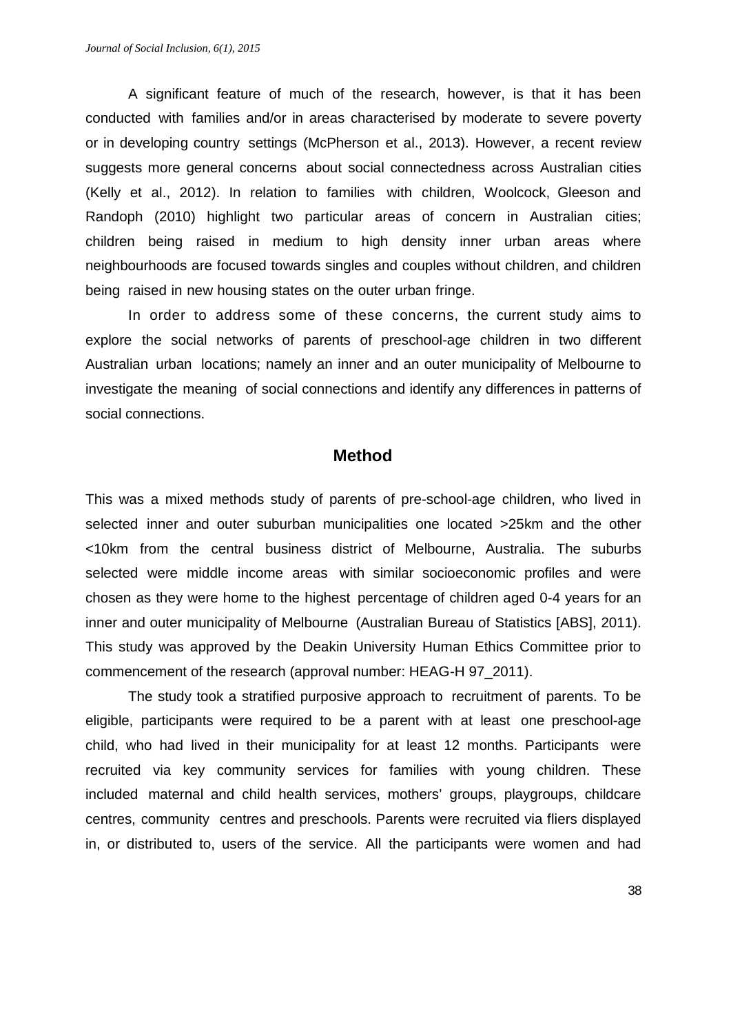A significant feature of much of the research, however, is that it has been conducted with families and/or in areas characterised by moderate to severe poverty or in developing country settings (McPherson et al., 2013). However, a recent review suggests more general concerns about social connectedness across Australian cities (Kelly et al., 2012). In relation to families with children, Woolcock, Gleeson and Randoph (2010) highlight two particular areas of concern in Australian cities; children being raised in medium to high density inner urban areas where neighbourhoods are focused towards singles and couples without children, and children being raised in new housing states on the outer urban fringe.

In order to address some of these concerns, the current study aims to explore the social networks of parents of preschool-age children in two different Australian urban locations; namely an inner and an outer municipality of Melbourne to investigate the meaning of social connections and identify any differences in patterns of social connections.

## Method

This was a mixed methods study of parents of pre-school-age children, who lived in selected inner and outer suburban municipalities one located >25km and the other <10km from the central business district of Melbourne, Australia. The suburbs selected were middle income areas with similar socioeconomic profiles and were chosen as they were home to the highest percentage of children aged 0-4 years for an inner and outer municipality of Melbourne (Australian Bureau of Statistics [ABS], 2011). This study was approved by the Deakin University Human Ethics Committee prior to commencement of the research (approval number: HEAG-H 97_2011).

The study took a stratified purposive approach to recruitment of parents. To be eligible, participants were required to be a parent with at least one preschool-age child, who had lived in their municipality for at least 12 months. Participants were recruited via key community services for families with young children. These included maternal and child health services, mothers' groups, playgroups, childcare centres, community centres and preschools. Parents were recruited via fliers displayed in, or distributed to, users of the service. All the participants were women and had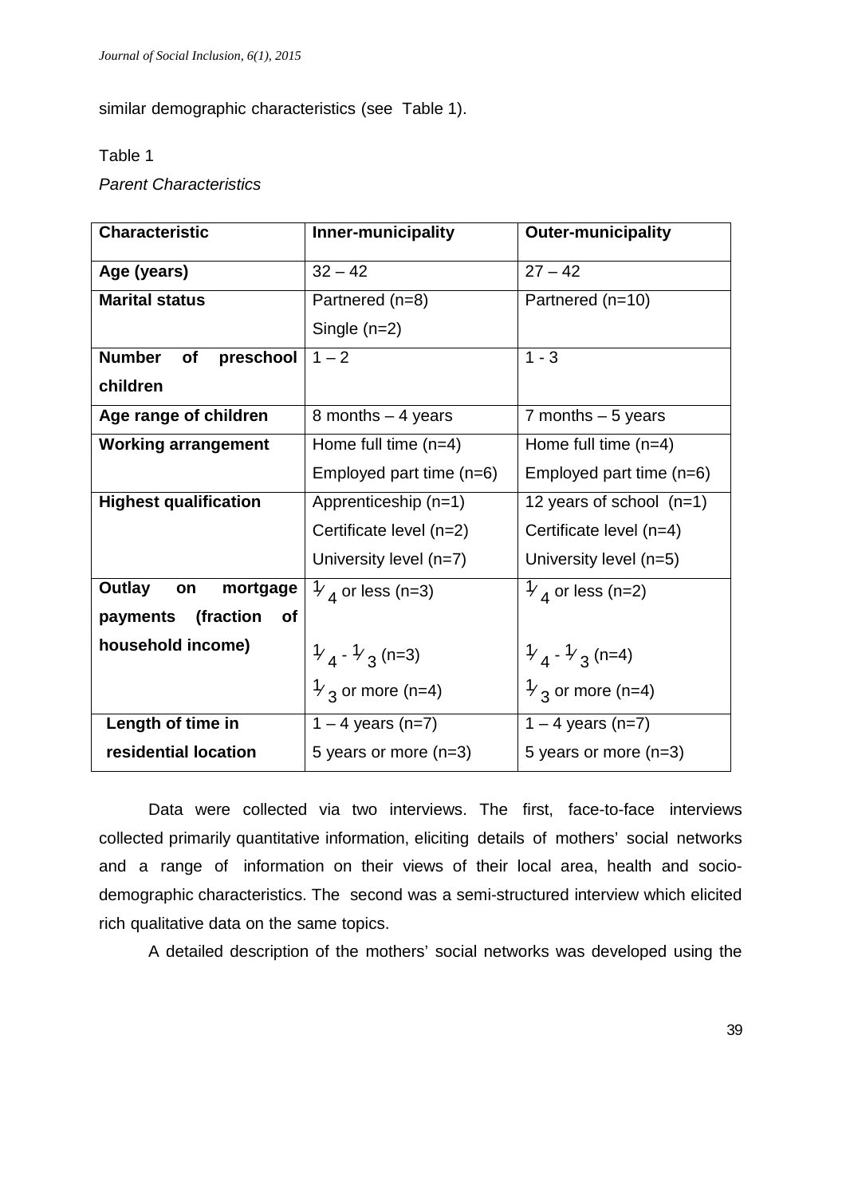similar demographic characteristics (see Table 1).

Table 1

*Parent Characteristics*

| Characteristic | Inner-municipality | Outer-municipality |
| --- | --- | --- |
| **Age (years)** | 32 – 42 | 27 – 42 |
| **Marital status** | Partnered (n=8)<br>Single (n=2) | Partnered (n=10) |
| **Number of preschool children** | 1 – 2 | 1 - 3 |
| **Age range of children** | 8 months – 4 years | 7 months – 5 years |
| **Working arrangement** | Home full time (n=4)<br>Employed part time (n=6) | Home full time (n=4)<br>Employed part time (n=6) |
| **Highest qualification** | Apprenticeship (n=1)<br>Certificate level (n=2)<br>University level (n=7) | 12 years of school (n=1)<br>Certificate level (n=4)<br>University level (n=5) |
| **Outlay on mortgage payments (fraction of household income)** | $\frac{1}{4}$ or less (n=3)<br>$\frac{1}{4}$ - $\frac{1}{3}$ (n=3)<br>$\frac{1}{3}$ or more (n=4) | $\frac{1}{4}$ or less (n=2)<br>$\frac{1}{4}$ - $\frac{1}{3}$ (n=4)<br>$\frac{1}{3}$ or more (n=4) |
| **Length of time in residential location** | 1 – 4 years (n=7)<br>5 years or more (n=3) | 1 – 4 years (n=7)<br>5 years or more (n=3) |

Data were collected via two interviews. The first, face-to-face interviews collected primarily quantitative information, eliciting details of mothers' social networks and a range of information on their views of their local area, health and socio-demographic characteristics. The second was a semi-structured interview which elicited rich qualitative data on the same topics.

A detailed description of the mothers' social networks was developed using the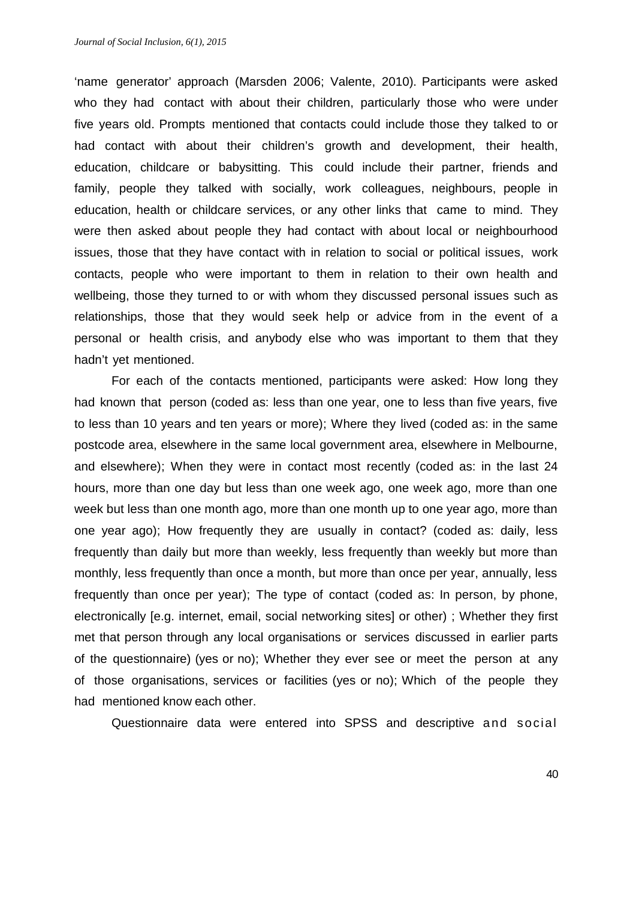'name generator' approach (Marsden 2006; Valente, 2010). Participants were asked who they had contact with about their children, particularly those who were under five years old. Prompts mentioned that contacts could include those they talked to or had contact with about their children's growth and development, their health, education, childcare or babysitting. This could include their partner, friends and family, people they talked with socially, work colleagues, neighbours, people in education, health or childcare services, or any other links that came to mind. They were then asked about people they had contact with about local or neighbourhood issues, those that they have contact with in relation to social or political issues, work contacts, people who were important to them in relation to their own health and wellbeing, those they turned to or with whom they discussed personal issues such as relationships, those that they would seek help or advice from in the event of a personal or health crisis, and anybody else who was important to them that they hadn't yet mentioned.

For each of the contacts mentioned, participants were asked: How long they had known that person (coded as: less than one year, one to less than five years, five to less than 10 years and ten years or more); Where they lived (coded as: in the same postcode area, elsewhere in the same local government area, elsewhere in Melbourne, and elsewhere); When they were in contact most recently (coded as: in the last 24 hours, more than one day but less than one week ago, one week ago, more than one week but less than one month ago, more than one month up to one year ago, more than one year ago); How frequently they are usually in contact? (coded as: daily, less frequently than daily but more than weekly, less frequently than weekly but more than monthly, less frequently than once a month, but more than once per year, annually, less frequently than once per year); The type of contact (coded as: In person, by phone, electronically [e.g. internet, email, social networking sites] or other) ; Whether they first met that person through any local organisations or services discussed in earlier parts of the questionnaire) (yes or no); Whether they ever see or meet the person at any of those organisations, services or facilities (yes or no); Which of the people they had mentioned know each other.

Questionnaire data were entered into SPSS and descriptive and social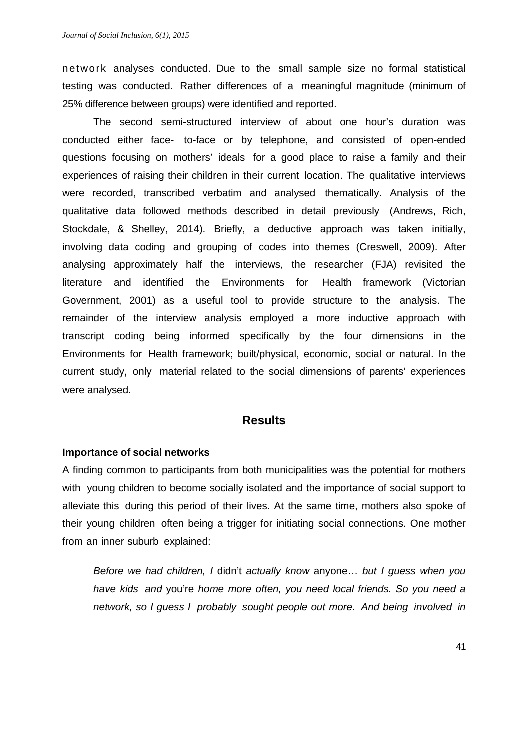network analyses conducted. Due to the small sample size no formal statistical testing was conducted. Rather differences of a meaningful magnitude (minimum of 25% difference between groups) were identified and reported.

The second semi-structured interview of about one hour's duration was conducted either face- to-face or by telephone, and consisted of open-ended questions focusing on mothers' ideals for a good place to raise a family and their experiences of raising their children in their current location. The qualitative interviews were recorded, transcribed verbatim and analysed thematically. Analysis of the qualitative data followed methods described in detail previously (Andrews, Rich, Stockdale, & Shelley, 2014). Briefly, a deductive approach was taken initially, involving data coding and grouping of codes into themes (Creswell, 2009). After analysing approximately half the interviews, the researcher (FJA) revisited the literature and identified the Environments for Health framework (Victorian Government, 2001) as a useful tool to provide structure to the analysis. The remainder of the interview analysis employed a more inductive approach with transcript coding being informed specifically by the four dimensions in the Environments for Health framework; built/physical, economic, social or natural. In the current study, only material related to the social dimensions of parents' experiences were analysed.

## Results

### Importance of social networks

A finding common to participants from both municipalities was the potential for mothers with young children to become socially isolated and the importance of social support to alleviate this during this period of their lives. At the same time, mothers also spoke of their young children often being a trigger for initiating social connections. One mother from an inner suburb explained:

> *Before we had children, I* didn't *actually know* anyone… *but I guess when you have kids and* you're *home more often, you need local friends. So you need a network, so I guess I probably sought people out more. And being involved in*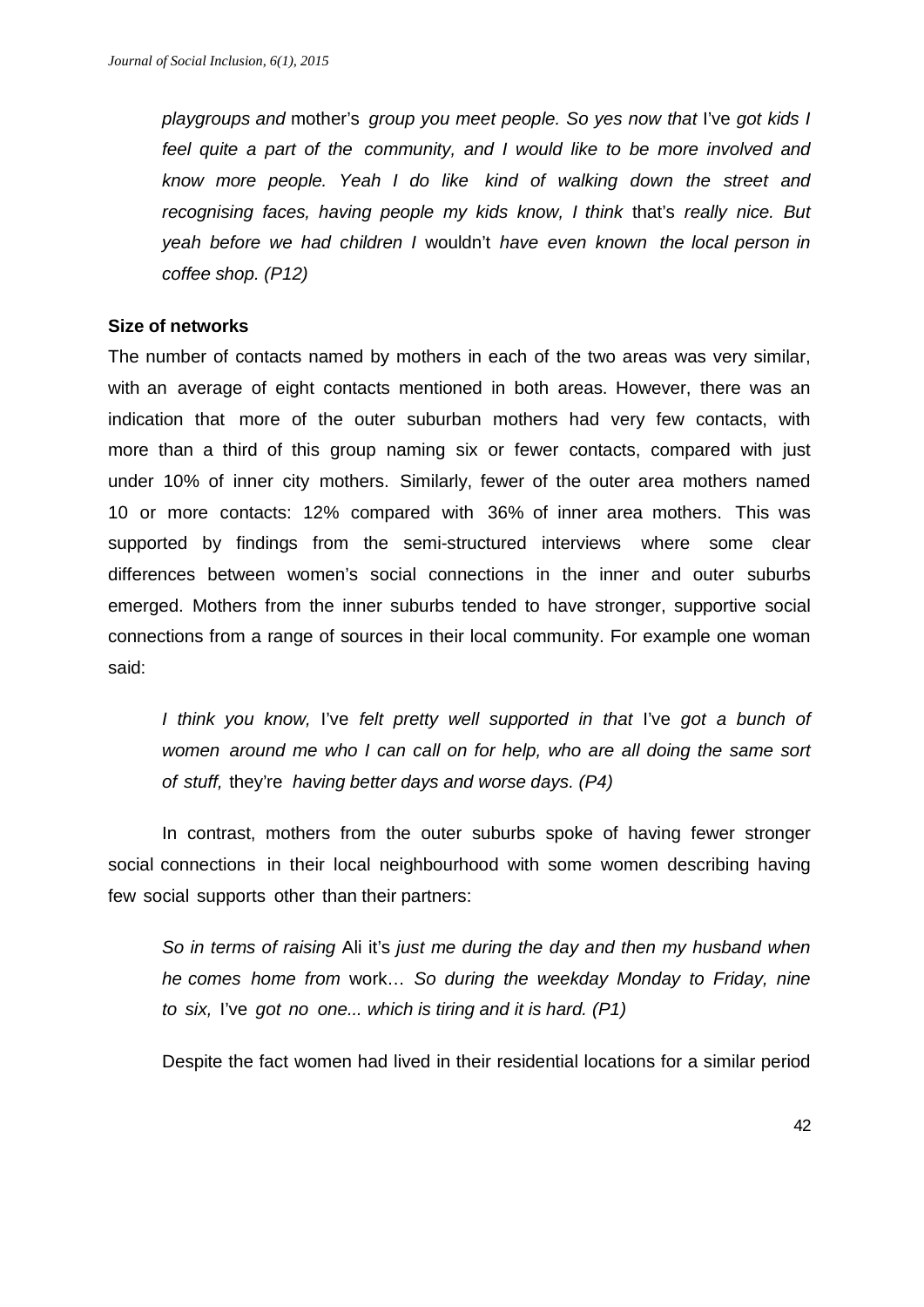*playgroups and mother's group you meet people. So yes now that I've got kids I feel quite a part of the community, and I would like to be more involved and know more people. Yeah I do like kind of walking down the street and recognising faces, having people my kids know, I think that's really nice. But yeah before we had children I wouldn't have even known the local person in coffee shop. (P12)*

**Size of networks**

The number of contacts named by mothers in each of the two areas was very similar, with an average of eight contacts mentioned in both areas. However, there was an indication that more of the outer suburban mothers had very few contacts, with more than a third of this group naming six or fewer contacts, compared with just under 10% of inner city mothers. Similarly, fewer of the outer area mothers named 10 or more contacts: 12% compared with 36% of inner area mothers. This was supported by findings from the semi-structured interviews where some clear differences between women's social connections in the inner and outer suburbs emerged. Mothers from the inner suburbs tended to have stronger, supportive social connections from a range of sources in their local community. For example one woman said:

*I think you know, I've felt pretty well supported in that I've got a bunch of women around me who I can call on for help, who are all doing the same sort of stuff, they're having better days and worse days. (P4)*

In contrast, mothers from the outer suburbs spoke of having fewer stronger social connections in their local neighbourhood with some women describing having few social supports other than their partners:

*So in terms of raising Ali it's just me during the day and then my husband when he comes home from work… So during the weekday Monday to Friday, nine to six, I've got no one... which is tiring and it is hard. (P1)*

Despite the fact women had lived in their residential locations for a similar period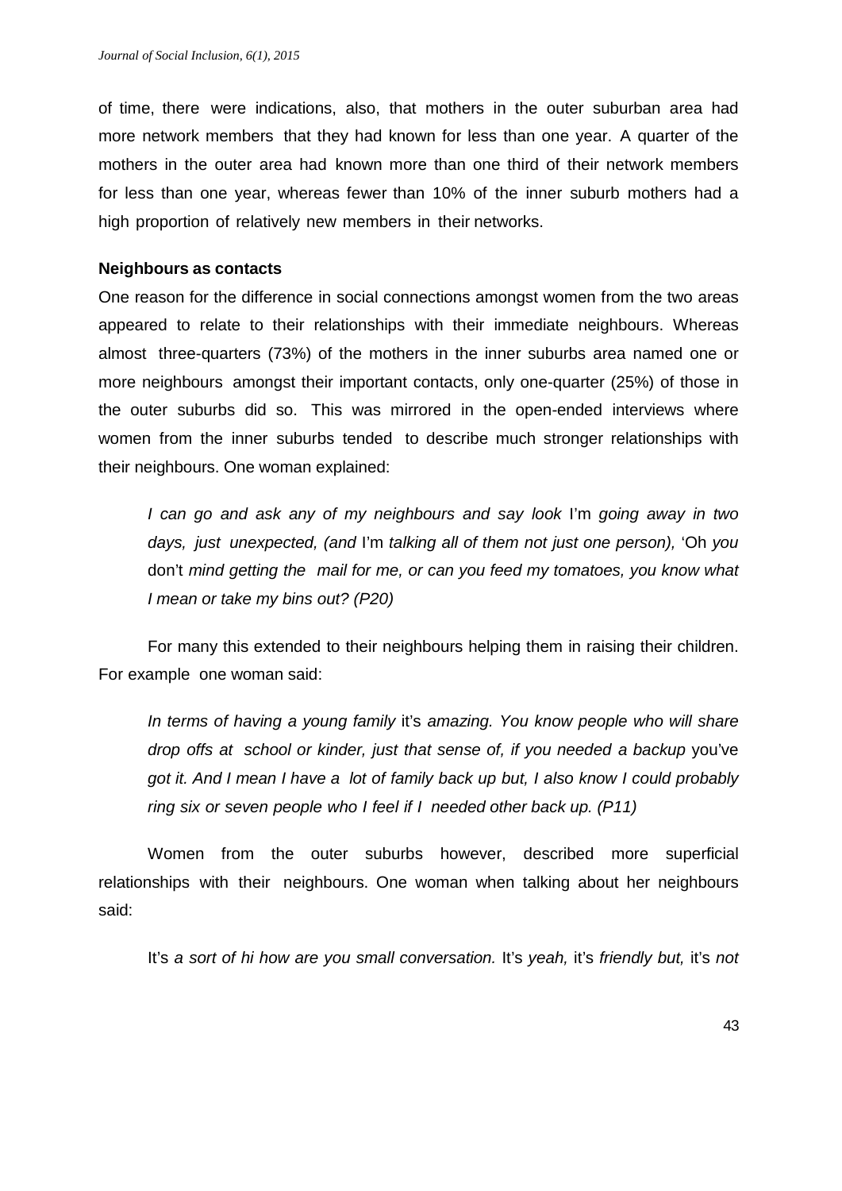of time, there were indications, also, that mothers in the outer suburban area had more network members that they had known for less than one year. A quarter of the mothers in the outer area had known more than one third of their network members for less than one year, whereas fewer than 10% of the inner suburb mothers had a high proportion of relatively new members in their networks.

**Neighbours as contacts**

One reason for the difference in social connections amongst women from the two areas appeared to relate to their relationships with their immediate neighbours. Whereas almost three-quarters (73%) of the mothers in the inner suburbs area named one or more neighbours amongst their important contacts, only one-quarter (25%) of those in the outer suburbs did so. This was mirrored in the open-ended interviews where women from the inner suburbs tended to describe much stronger relationships with their neighbours. One woman explained:

> *I can go and ask any of my neighbours and say look* I'm *going away in two days, just unexpected, (and* I'm *talking all of them not just one person),* 'Oh *you* don't *mind getting the mail for me, or can you feed my tomatoes, you know what I mean or take my bins out? (P20)*

For many this extended to their neighbours helping them in raising their children. For example one woman said:

> *In terms of having a young family* it's *amazing. You know people who will share drop offs at school or kinder, just that sense of, if you needed a backup* you've *got it. And I mean I have a lot of family back up but, I also know I could probably ring six or seven people who I feel if I needed other back up. (P11)*

Women from the outer suburbs however, described more superficial relationships with their neighbours. One woman when talking about her neighbours said:

> It's *a sort of hi how are you small conversation.* It's *yeah,* it's *friendly but,* it's *not*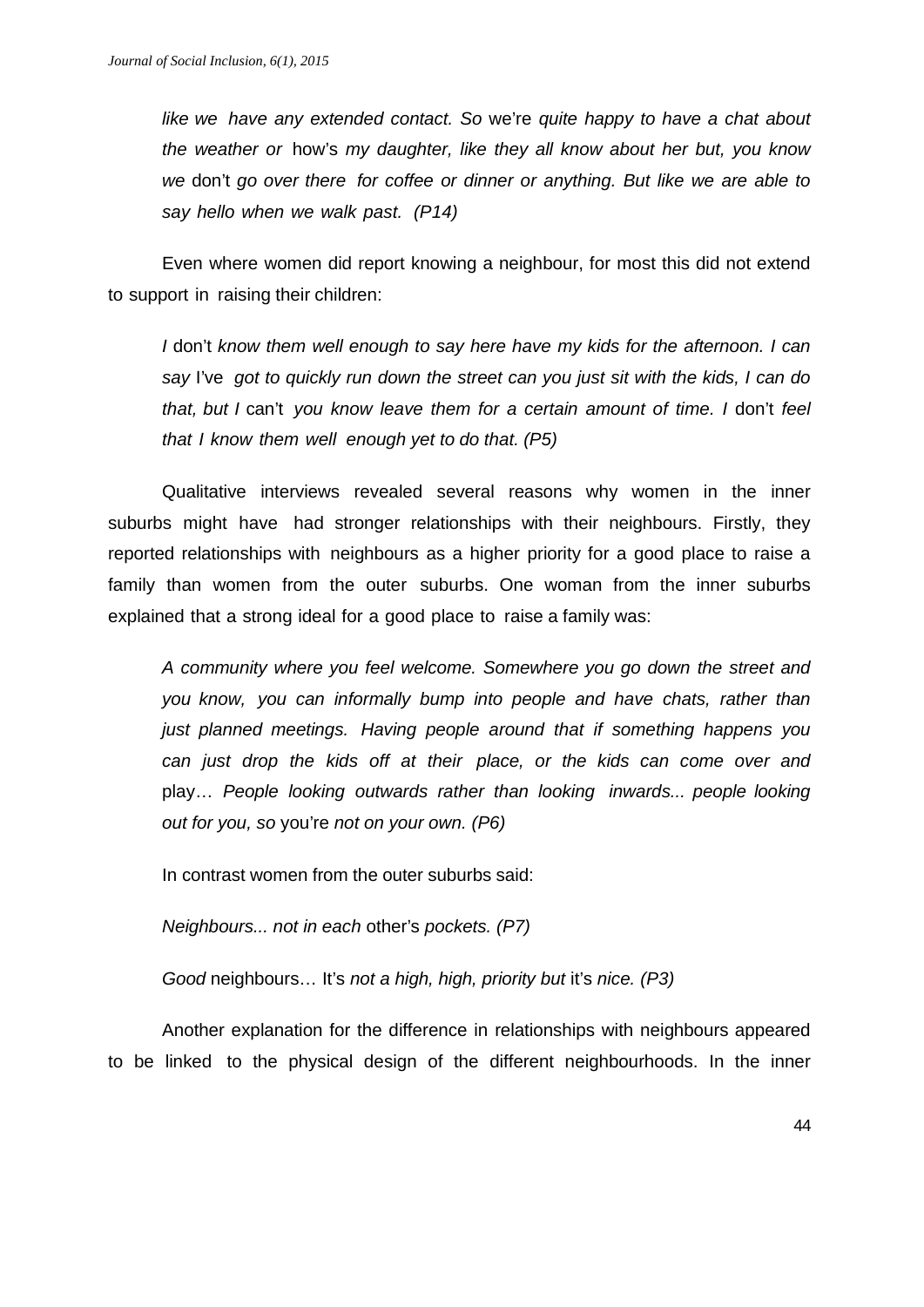*like we have any extended contact. So* we're *quite happy to have a chat about the weather or* how's *my daughter, like they all know about her but, you know we* don't *go over there for coffee or dinner or anything. But like we are able to say hello when we walk past. (P14)*

Even where women did report knowing a neighbour, for most this did not extend to support in raising their children:

*I* don't *know them well enough to say here have my kids for the afternoon. I can say* I've *got to quickly run down the street can you just sit with the kids, I can do that, but I* can't *you know leave them for a certain amount of time. I* don't *feel that I know them well enough yet to do that. (P5)*

Qualitative interviews revealed several reasons why women in the inner suburbs might have had stronger relationships with their neighbours. Firstly, they reported relationships with neighbours as a higher priority for a good place to raise a family than women from the outer suburbs. One woman from the inner suburbs explained that a strong ideal for a good place to raise a family was:

*A community where you feel welcome. Somewhere you go down the street and you know, you can informally bump into people and have chats, rather than just planned meetings. Having people around that if something happens you can just drop the kids off at their place, or the kids can come over and* play… *People looking outwards rather than looking inwards... people looking out for you, so* you're *not on your own. (P6)*

In contrast women from the outer suburbs said:

*Neighbours... not in each* other's *pockets. (P7)*

*Good* neighbours… It's *not a high, high, priority but* it's *nice. (P3)*

Another explanation for the difference in relationships with neighbours appeared to be linked to the physical design of the different neighbourhoods. In the inner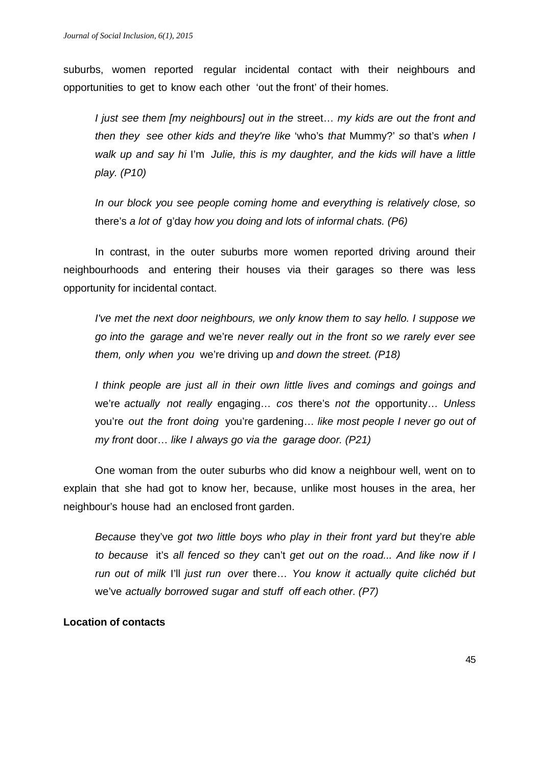suburbs, women reported regular incidental contact with their neighbours and opportunities to get to know each other 'out the front' of their homes.

> *I just see them [my neighbours] out in the* street… *my kids are out the front and then they see other kids and they're like* 'who's *that* Mummy?' *so* that's *when I walk up and say hi* I'm *Julie, this is my daughter, and the kids will have a little play. (P10)*

> *In our block you see people coming home and everything is relatively close, so* there's *a lot of* g'day *how you doing and lots of informal chats. (P6)*

In contrast, in the outer suburbs more women reported driving around their neighbourhoods and entering their houses via their garages so there was less opportunity for incidental contact.

> *I've met the next door neighbours, we only know them to say hello. I suppose we go into the garage and* we're *never really out in the front so we rarely ever see them, only when you* we're driving up *and down the street. (P18)*

> *I think people are just all in their own little lives and comings and goings and* we're *actually not really* engaging… *cos* there's *not the* opportunity… *Unless* you're *out the front doing* you're gardening… *like most people I never go out of my front* door… *like I always go via the garage door. (P21)*

One woman from the outer suburbs who did know a neighbour well, went on to explain that she had got to know her, because, unlike most houses in the area, her neighbour's house had an enclosed front garden.

> *Because* they've *got two little boys who play in their front yard but* they're *able to because* it's *all fenced so they* can't *get out on the road... And like now if I run out of milk* I'll *just run over* there… *You know it actually quite clichéd but* we've *actually borrowed sugar and stuff off each other. (P7)*

**Location of contacts**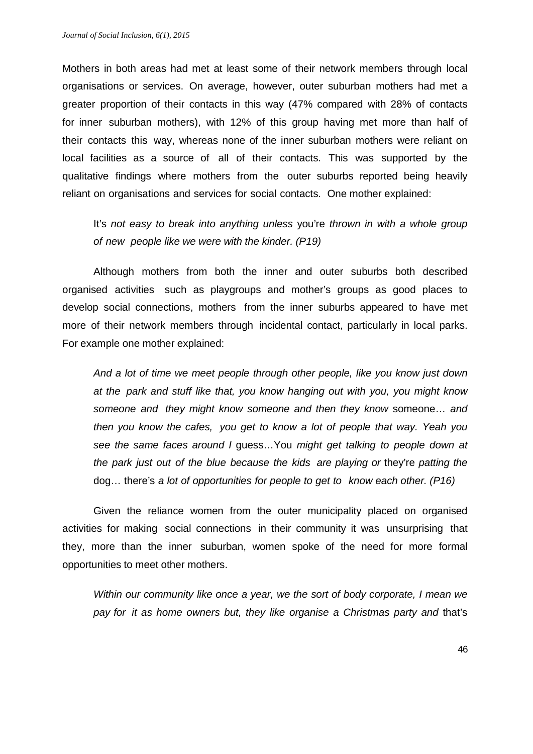Mothers in both areas had met at least some of their network members through local organisations or services. On average, however, outer suburban mothers had met a greater proportion of their contacts in this way (47% compared with 28% of contacts for inner suburban mothers), with 12% of this group having met more than half of their contacts this way, whereas none of the inner suburban mothers were reliant on local facilities as a source of all of their contacts. This was supported by the qualitative findings where mothers from the outer suburbs reported being heavily reliant on organisations and services for social contacts. One mother explained:

> It's *not easy to break into anything unless* you're *thrown in with a whole group of new people like we were with the kinder. (P19)*

Although mothers from both the inner and outer suburbs both described organised activities such as playgroups and mother's groups as good places to develop social connections, mothers from the inner suburbs appeared to have met more of their network members through incidental contact, particularly in local parks. For example one mother explained:

> *And a lot of time we meet people through other people, like you know just down at the park and stuff like that, you know hanging out with you, you might know someone and they might know someone and then they know* someone… *and then you know the cafes, you get to know a lot of people that way. Yeah you see the same faces around I* guess…You *might get talking to people down at the park just out of the blue because the kids are playing or* they're *patting the* dog… there's *a lot of opportunities for people to get to know each other. (P16)*

Given the reliance women from the outer municipality placed on organised activities for making social connections in their community it was unsurprising that they, more than the inner suburban, women spoke of the need for more formal opportunities to meet other mothers.

> *Within our community like once a year, we the sort of body corporate, I mean we pay for it as home owners but, they like organise a Christmas party and* that's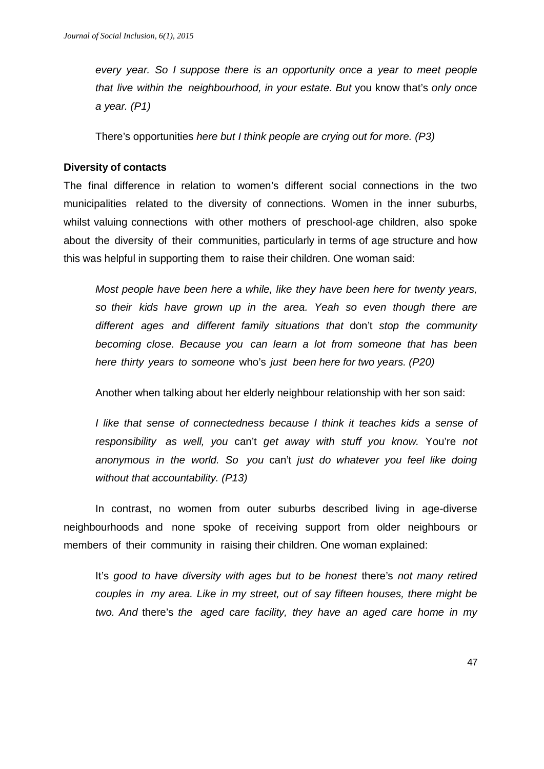*every year. So I suppose there is an opportunity once a year to meet people that live within the neighbourhood, in your estate. But* you know that's *only once a year. (P1)*

There's opportunities *here but I think people are crying out for more. (P3)*

**Diversity of contacts**

The final difference in relation to women's different social connections in the two municipalities related to the diversity of connections. Women in the inner suburbs, whilst valuing connections with other mothers of preschool-age children, also spoke about the diversity of their communities, particularly in terms of age structure and how this was helpful in supporting them to raise their children. One woman said:

*Most people have been here a while, like they have been here for twenty years, so their kids have grown up in the area. Yeah so even though there are different ages and different family situations that* don't *stop the community becoming close. Because you can learn a lot from someone that has been here thirty years to someone* who's *just been here for two years. (P20)*

Another when talking about her elderly neighbour relationship with her son said:

*I like that sense of connectedness because I think it teaches kids a sense of responsibility as well, you* can't *get away with stuff you know.* You're *not anonymous in the world. So you* can't *just do whatever you feel like doing without that accountability. (P13)*

In contrast, no women from outer suburbs described living in age-diverse neighbourhoods and none spoke of receiving support from older neighbours or members of their community in raising their children. One woman explained:

It's *good to have diversity with ages but to be honest* there's *not many retired couples in my area. Like in my street, out of say fifteen houses, there might be two. And* there's *the aged care facility, they have an aged care home in my*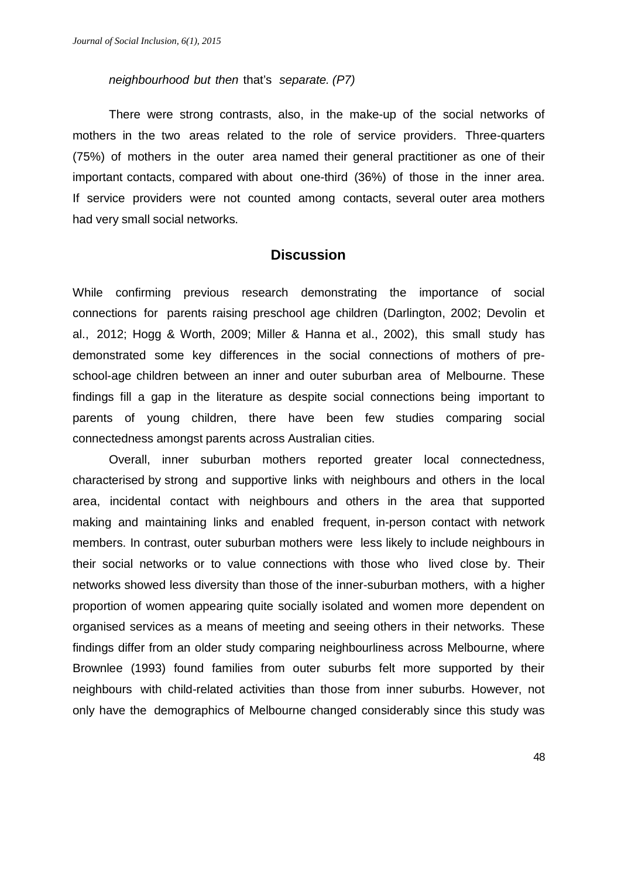*neighbourhood but then* that's *separate. (P7)*

There were strong contrasts, also, in the make-up of the social networks of mothers in the two areas related to the role of service providers. Three-quarters (75%) of mothers in the outer area named their general practitioner as one of their important contacts, compared with about one-third (36%) of those in the inner area. If service providers were not counted among contacts, several outer area mothers had very small social networks.

## Discussion

While confirming previous research demonstrating the importance of social connections for parents raising preschool age children (Darlington, 2002; Devolin et al., 2012; Hogg & Worth, 2009; Miller & Hanna et al., 2002), this small study has demonstrated some key differences in the social connections of mothers of pre-school-age children between an inner and outer suburban area of Melbourne. These findings fill a gap in the literature as despite social connections being important to parents of young children, there have been few studies comparing social connectedness amongst parents across Australian cities.

Overall, inner suburban mothers reported greater local connectedness, characterised by strong and supportive links with neighbours and others in the local area, incidental contact with neighbours and others in the area that supported making and maintaining links and enabled frequent, in-person contact with network members. In contrast, outer suburban mothers were less likely to include neighbours in their social networks or to value connections with those who lived close by. Their networks showed less diversity than those of the inner-suburban mothers, with a higher proportion of women appearing quite socially isolated and women more dependent on organised services as a means of meeting and seeing others in their networks. These findings differ from an older study comparing neighbourliness across Melbourne, where Brownlee (1993) found families from outer suburbs felt more supported by their neighbours with child-related activities than those from inner suburbs. However, not only have the demographics of Melbourne changed considerably since this study was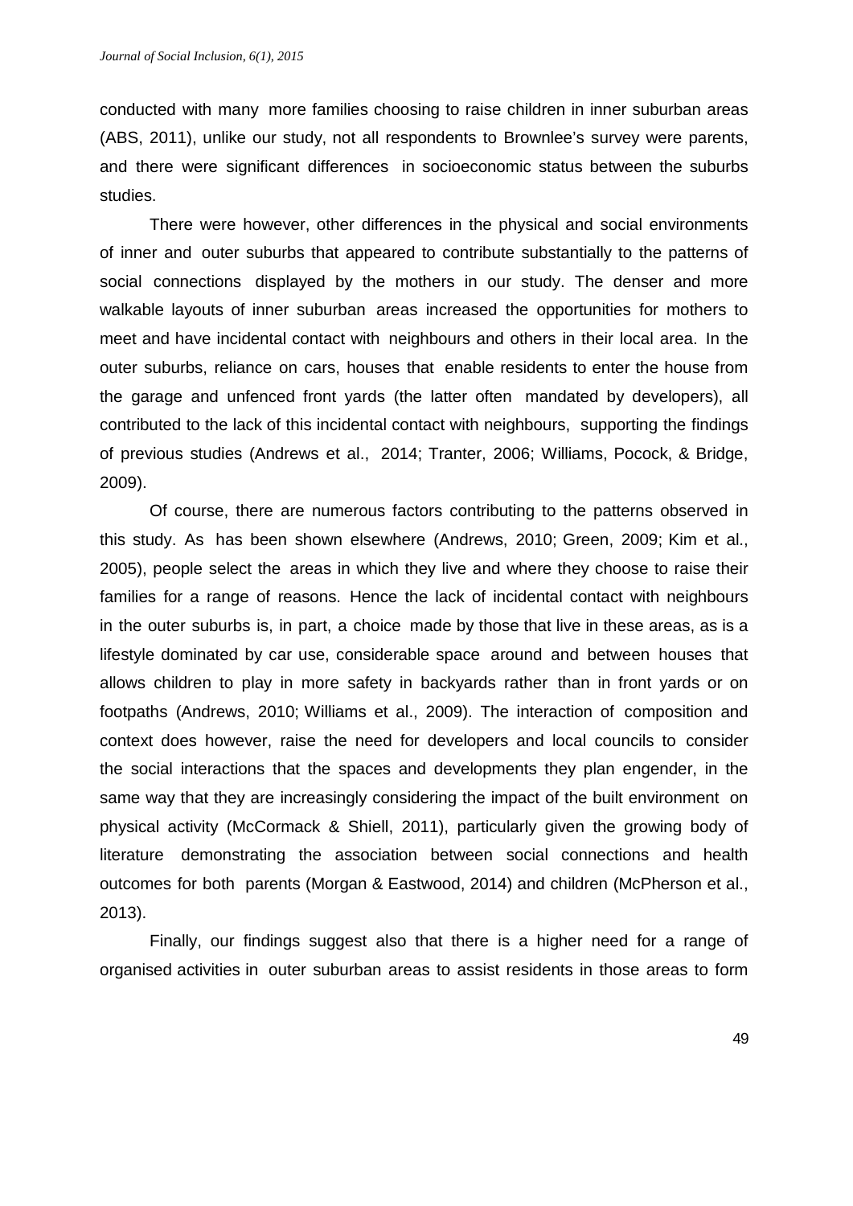conducted with many more families choosing to raise children in inner suburban areas (ABS, 2011), unlike our study, not all respondents to Brownlee's survey were parents, and there were significant differences in socioeconomic status between the suburbs studies.

There were however, other differences in the physical and social environments of inner and outer suburbs that appeared to contribute substantially to the patterns of social connections displayed by the mothers in our study. The denser and more walkable layouts of inner suburban areas increased the opportunities for mothers to meet and have incidental contact with neighbours and others in their local area. In the outer suburbs, reliance on cars, houses that enable residents to enter the house from the garage and unfenced front yards (the latter often mandated by developers), all contributed to the lack of this incidental contact with neighbours, supporting the findings of previous studies (Andrews et al., 2014; Tranter, 2006; Williams, Pocock, & Bridge, 2009).

Of course, there are numerous factors contributing to the patterns observed in this study. As has been shown elsewhere (Andrews, 2010; Green, 2009; Kim et al., 2005), people select the areas in which they live and where they choose to raise their families for a range of reasons. Hence the lack of incidental contact with neighbours in the outer suburbs is, in part, a choice made by those that live in these areas, as is a lifestyle dominated by car use, considerable space around and between houses that allows children to play in more safety in backyards rather than in front yards or on footpaths (Andrews, 2010; Williams et al., 2009). The interaction of composition and context does however, raise the need for developers and local councils to consider the social interactions that the spaces and developments they plan engender, in the same way that they are increasingly considering the impact of the built environment on physical activity (McCormack & Shiell, 2011), particularly given the growing body of literature demonstrating the association between social connections and health outcomes for both parents (Morgan & Eastwood, 2014) and children (McPherson et al., 2013).

Finally, our findings suggest also that there is a higher need for a range of organised activities in outer suburban areas to assist residents in those areas to form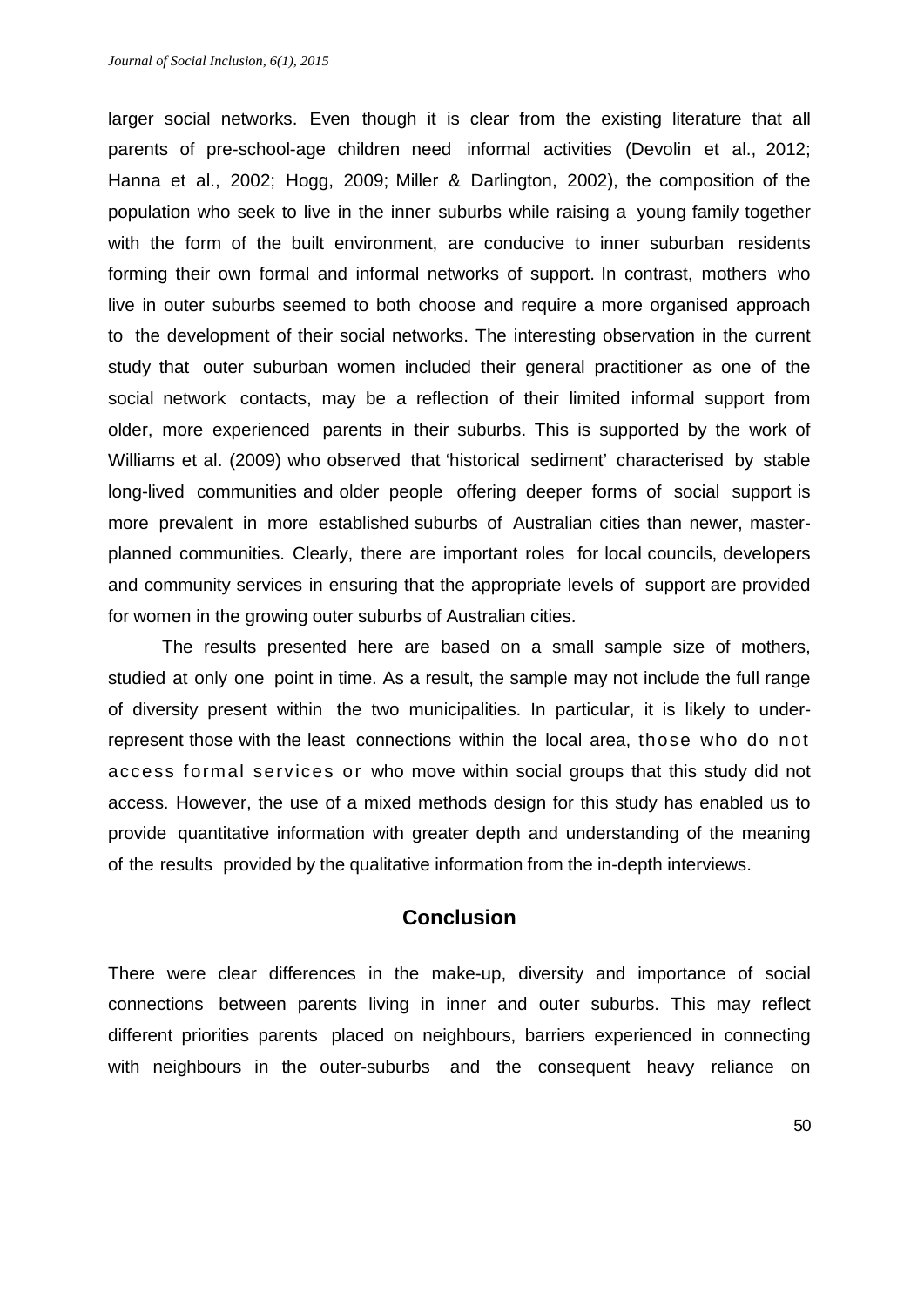larger social networks. Even though it is clear from the existing literature that all parents of pre-school-age children need informal activities (Devolin et al., 2012; Hanna et al., 2002; Hogg, 2009; Miller & Darlington, 2002), the composition of the population who seek to live in the inner suburbs while raising a young family together with the form of the built environment, are conducive to inner suburban residents forming their own formal and informal networks of support. In contrast, mothers who live in outer suburbs seemed to both choose and require a more organised approach to the development of their social networks. The interesting observation in the current study that outer suburban women included their general practitioner as one of the social network contacts, may be a reflection of their limited informal support from older, more experienced parents in their suburbs. This is supported by the work of Williams et al. (2009) who observed that 'historical sediment' characterised by stable long-lived communities and older people offering deeper forms of social support is more prevalent in more established suburbs of Australian cities than newer, master-planned communities. Clearly, there are important roles for local councils, developers and community services in ensuring that the appropriate levels of support are provided for women in the growing outer suburbs of Australian cities.

The results presented here are based on a small sample size of mothers, studied at only one point in time. As a result, the sample may not include the full range of diversity present within the two municipalities. In particular, it is likely to under-represent those with the least connections within the local area, those who do not access formal services or who move within social groups that this study did not access. However, the use of a mixed methods design for this study has enabled us to provide quantitative information with greater depth and understanding of the meaning of the results provided by the qualitative information from the in-depth interviews.

## Conclusion

There were clear differences in the make-up, diversity and importance of social connections between parents living in inner and outer suburbs. This may reflect different priorities parents placed on neighbours, barriers experienced in connecting with neighbours in the outer-suburbs and the consequent heavy reliance on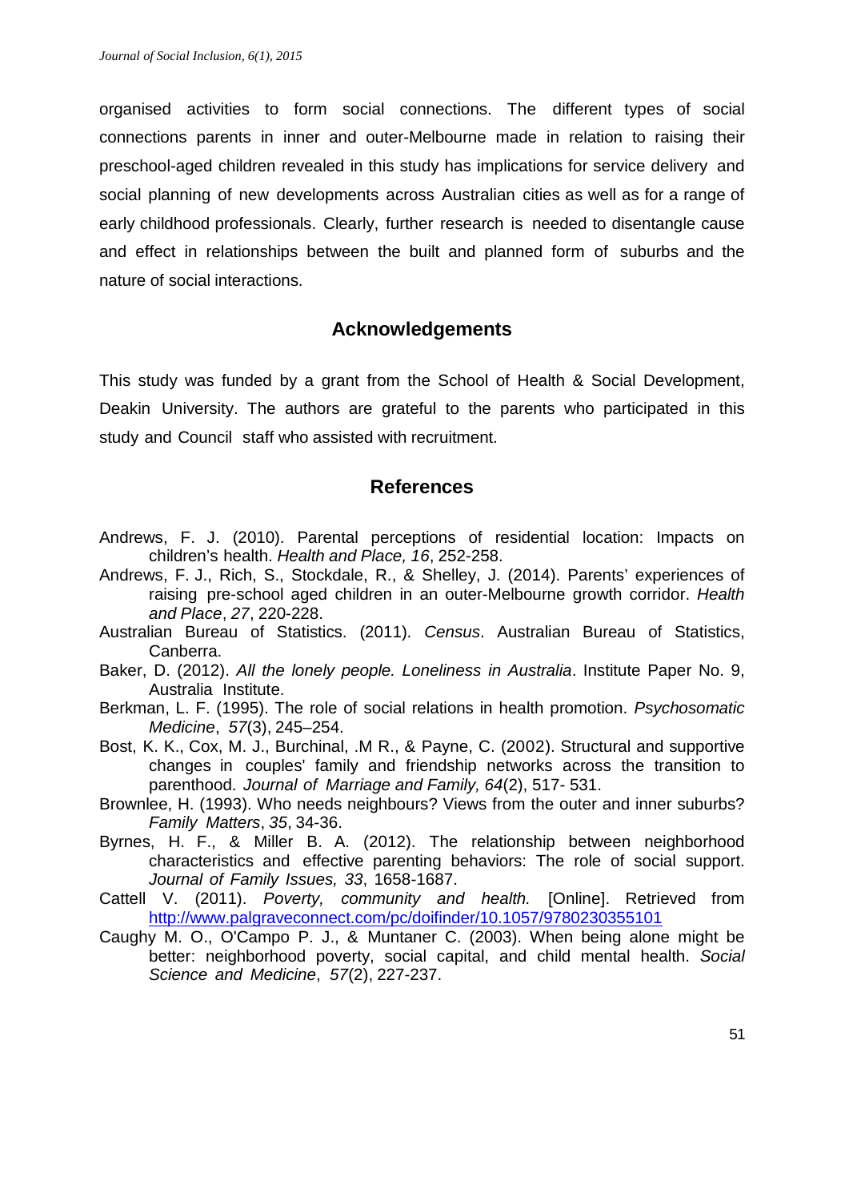organised activities to form social connections. The different types of social connections parents in inner and outer-Melbourne made in relation to raising their preschool-aged children revealed in this study has implications for service delivery and social planning of new developments across Australian cities as well as for a range of early childhood professionals. Clearly, further research is needed to disentangle cause and effect in relationships between the built and planned form of suburbs and the nature of social interactions.

## Acknowledgements

This study was funded by a grant from the School of Health & Social Development, Deakin University. The authors are grateful to the parents who participated in this study and Council staff who assisted with recruitment.

## References

Andrews, F. J. (2010). Parental perceptions of residential location: Impacts on children's health. *Health and Place, 16*, 252-258.

Andrews, F. J., Rich, S., Stockdale, R., & Shelley, J. (2014). Parents' experiences of raising pre-school aged children in an outer-Melbourne growth corridor. *Health and Place*, *27*, 220-228.

Australian Bureau of Statistics. (2011). *Census*. Australian Bureau of Statistics, Canberra.

Baker, D. (2012). *All the lonely people. Loneliness in Australia*. Institute Paper No. 9, Australia Institute.

Berkman, L. F. (1995). The role of social relations in health promotion. *Psychosomatic Medicine*, *57*(3), 245–254.

Bost, K. K., Cox, M. J., Burchinal, .M R., & Payne, C. (2002). Structural and supportive changes in couples' family and friendship networks across the transition to parenthood. *Journal of Marriage and Family, 64*(2), 517- 531.

Brownlee, H. (1993). Who needs neighbours? Views from the outer and inner suburbs? *Family Matters*, *35*, 34-36.

Byrnes, H. F., & Miller B. A. (2012). The relationship between neighborhood characteristics and effective parenting behaviors: The role of social support. *Journal of Family Issues, 33*, 1658-1687.

Cattell V. (2011). *Poverty, community and health.* [Online]. Retrieved from http://www.palgraveconnect.com/pc/doifinder/10.1057/9780230355101

Caughy M. O., O'Campo P. J., & Muntaner C. (2003). When being alone might be better: neighborhood poverty, social capital, and child mental health. *Social Science and Medicine*, *57*(2), 227-237.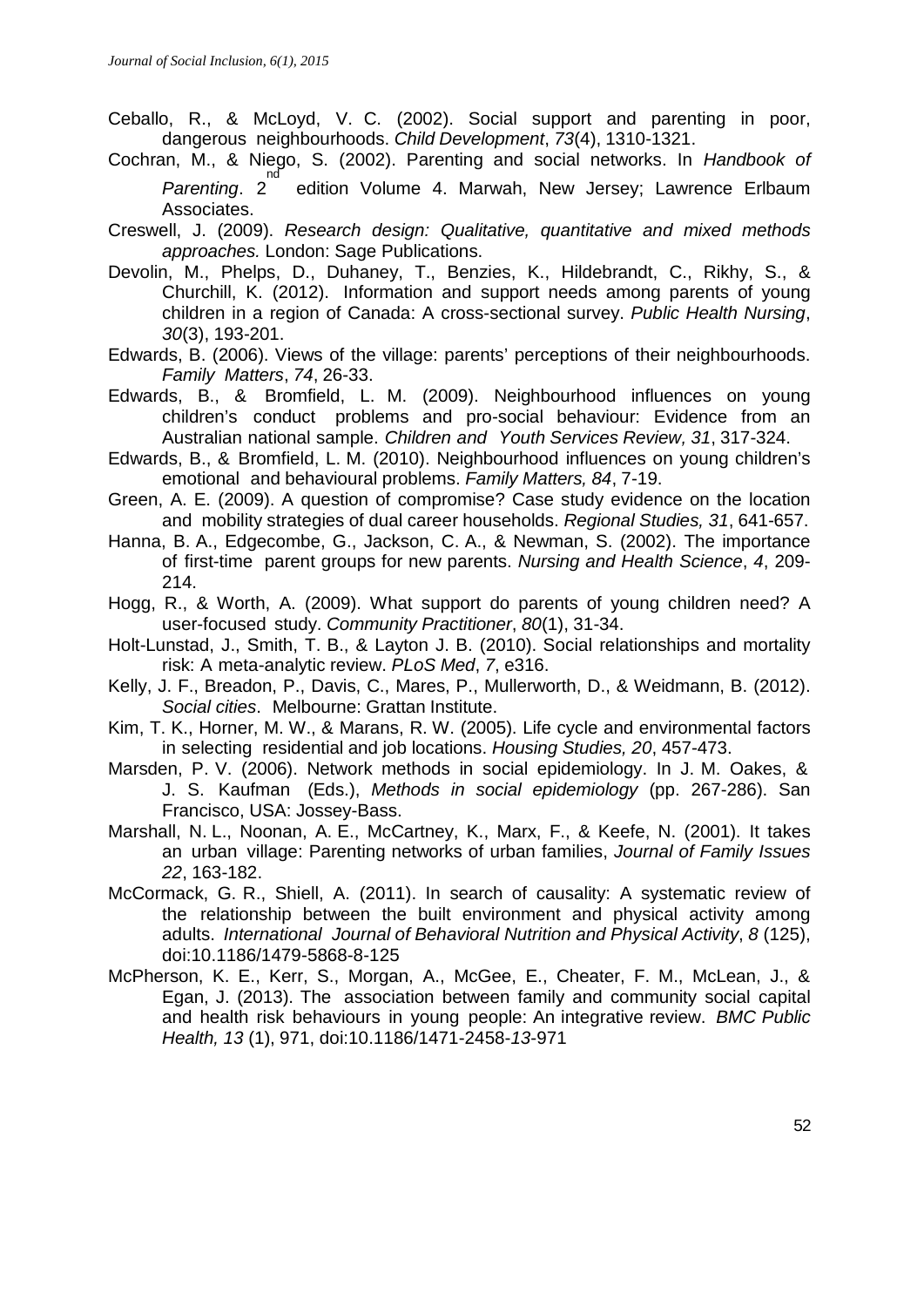Ceballo, R., & McLoyd, V. C. (2002). Social support and parenting in poor, dangerous neighbourhoods. *Child Development*, *73*(4), 1310-1321.

Cochran, M., & Niego, S. (2002). Parenting and social networks. In *Handbook of Parenting*. 2nd edition Volume 4. Marwah, New Jersey; Lawrence Erlbaum Associates.

Creswell, J. (2009). *Research design: Qualitative, quantitative and mixed methods approaches.* London: Sage Publications.

Devolin, M., Phelps, D., Duhaney, T., Benzies, K., Hildebrandt, C., Rikhy, S., & Churchill, K. (2012). Information and support needs among parents of young children in a region of Canada: A cross-sectional survey. *Public Health Nursing*, *30*(3), 193-201.

Edwards, B. (2006). Views of the village: parents' perceptions of their neighbourhoods. *Family Matters*, *74*, 26-33.

Edwards, B., & Bromfield, L. M. (2009). Neighbourhood influences on young children's conduct problems and pro-social behaviour: Evidence from an Australian national sample. *Children and Youth Services Review, 31*, 317-324.

Edwards, B., & Bromfield, L. M. (2010). Neighbourhood influences on young children's emotional and behavioural problems. *Family Matters, 84*, 7-19.

Green, A. E. (2009). A question of compromise? Case study evidence on the location and mobility strategies of dual career households. *Regional Studies, 31*, 641-657.

Hanna, B. A., Edgecombe, G., Jackson, C. A., & Newman, S. (2002). The importance of first-time parent groups for new parents. *Nursing and Health Science*, *4*, 209-214.

Hogg, R., & Worth, A. (2009). What support do parents of young children need? A user-focused study. *Community Practitioner*, *80*(1), 31-34.

Holt-Lunstad, J., Smith, T. B., & Layton J. B. (2010). Social relationships and mortality risk: A meta-analytic review. *PLoS Med*, *7*, e316.

Kelly, J. F., Breadon, P., Davis, C., Mares, P., Mullerworth, D., & Weidmann, B. (2012). *Social cities*. Melbourne: Grattan Institute.

Kim, T. K., Horner, M. W., & Marans, R. W. (2005). Life cycle and environmental factors in selecting residential and job locations. *Housing Studies, 20*, 457-473.

Marsden, P. V. (2006). Network methods in social epidemiology. In J. M. Oakes, & J. S. Kaufman (Eds.), *Methods in social epidemiology* (pp. 267-286). San Francisco, USA: Jossey-Bass.

Marshall, N. L., Noonan, A. E., McCartney, K., Marx, F., & Keefe, N. (2001). It takes an urban village: Parenting networks of urban families, *Journal of Family Issues 22*, 163-182.

McCormack, G. R., Shiell, A. (2011). In search of causality: A systematic review of the relationship between the built environment and physical activity among adults. *International Journal of Behavioral Nutrition and Physical Activity*, *8* (125), doi:10.1186/1479-5868-8-125

McPherson, K. E., Kerr, S., Morgan, A., McGee, E., Cheater, F. M., McLean, J., & Egan, J. (2013). The association between family and community social capital and health risk behaviours in young people: An integrative review. *BMC Public Health, 13* (1), 971, doi:10.1186/1471-2458-*13*-971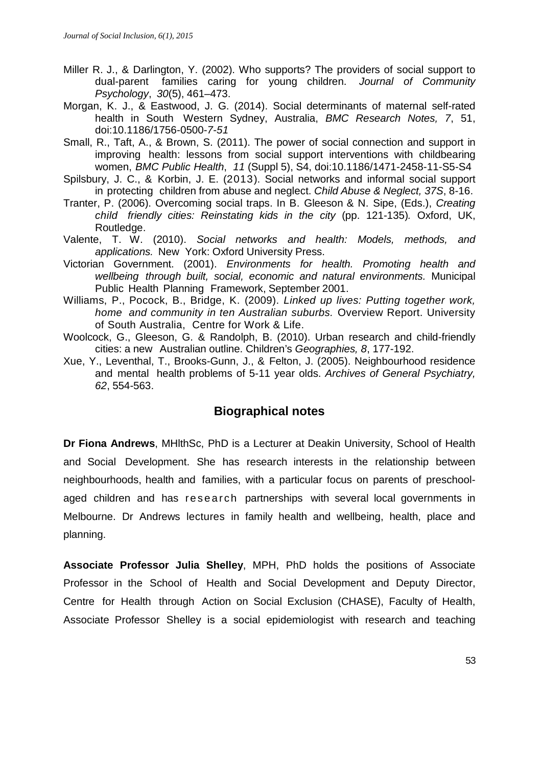Miller R. J., & Darlington, Y. (2002). Who supports? The providers of social support to dual-parent families caring for young children. *Journal of Community Psychology*, *30*(5), 461–473.

Morgan, K. J., & Eastwood, J. G. (2014). Social determinants of maternal self-rated health in South Western Sydney, Australia, *BMC Research Notes, 7*, 51, doi:10.1186/1756-0500-*7-51*

Small, R., Taft, A., & Brown, S. (2011). The power of social connection and support in improving health: lessons from social support interventions with childbearing women, *BMC Public Health*, *11* (Suppl 5), S4, doi:10.1186/1471-2458-11-S5-S4

Spilsbury, J. C., & Korbin, J. E. (2013). Social networks and informal social support in protecting children from abuse and neglect. *Child Abuse & Neglect, 37S*, 8-16.

Tranter, P. (2006). Overcoming social traps. In B. Gleeson & N. Sipe, (Eds.), *Creating child friendly cities: Reinstating kids in the city* (pp. 121-135)*.* Oxford, UK, Routledge.

Valente, T. W. (2010). *Social networks and health: Models, methods, and applications.* New York: Oxford University Press.

Victorian Government. (2001). *Environments for health. Promoting health and wellbeing through built, social, economic and natural environments.* Municipal Public Health Planning Framework, September 2001.

Williams, P., Pocock, B., Bridge, K. (2009). *Linked up lives: Putting together work, home and community in ten Australian suburbs.* Overview Report. University of South Australia, Centre for Work & Life.

Woolcock, G., Gleeson, G. & Randolph, B. (2010). Urban research and child-friendly cities: a new Australian outline. Children's *Geographies, 8*, 177-192.

Xue, Y., Leventhal, T., Brooks-Gunn, J., & Felton, J. (2005). Neighbourhood residence and mental health problems of 5-11 year olds. *Archives of General Psychiatry, 62*, 554-563.

## Biographical notes

**Dr Fiona Andrews**, MHlthSc, PhD is a Lecturer at Deakin University, School of Health and Social Development. She has research interests in the relationship between neighbourhoods, health and families, with a particular focus on parents of preschool-aged children and has research partnerships with several local governments in Melbourne. Dr Andrews lectures in family health and wellbeing, health, place and planning.

**Associate Professor Julia Shelley**, MPH, PhD holds the positions of Associate Professor in the School of Health and Social Development and Deputy Director, Centre for Health through Action on Social Exclusion (CHASE), Faculty of Health, Associate Professor Shelley is a social epidemiologist with research and teaching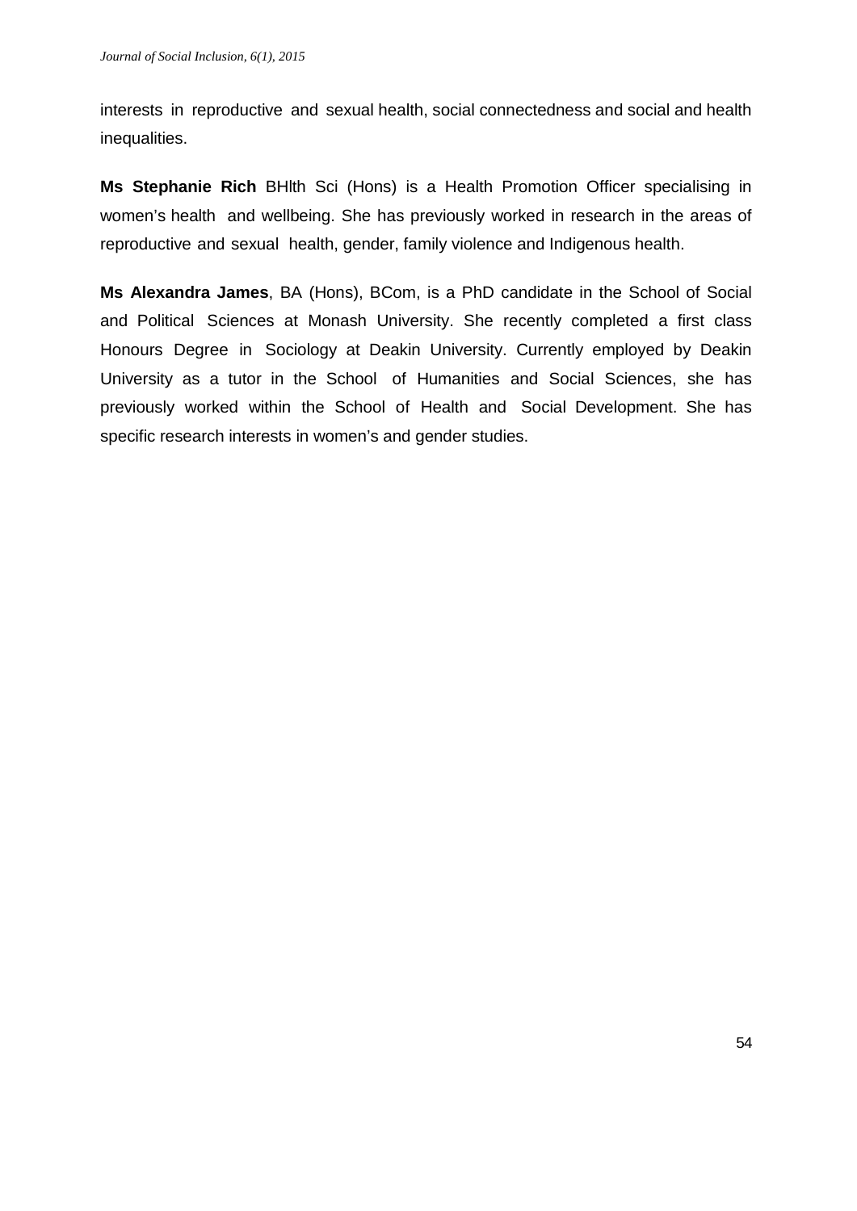interests in reproductive and sexual health, social connectedness and social and health inequalities.

**Ms Stephanie Rich** BHlth Sci (Hons) is a Health Promotion Officer specialising in women's health and wellbeing. She has previously worked in research in the areas of reproductive and sexual health, gender, family violence and Indigenous health.

**Ms Alexandra James**, BA (Hons), BCom, is a PhD candidate in the School of Social and Political Sciences at Monash University. She recently completed a first class Honours Degree in Sociology at Deakin University. Currently employed by Deakin University as a tutor in the School of Humanities and Social Sciences, she has previously worked within the School of Health and Social Development. She has specific research interests in women's and gender studies.